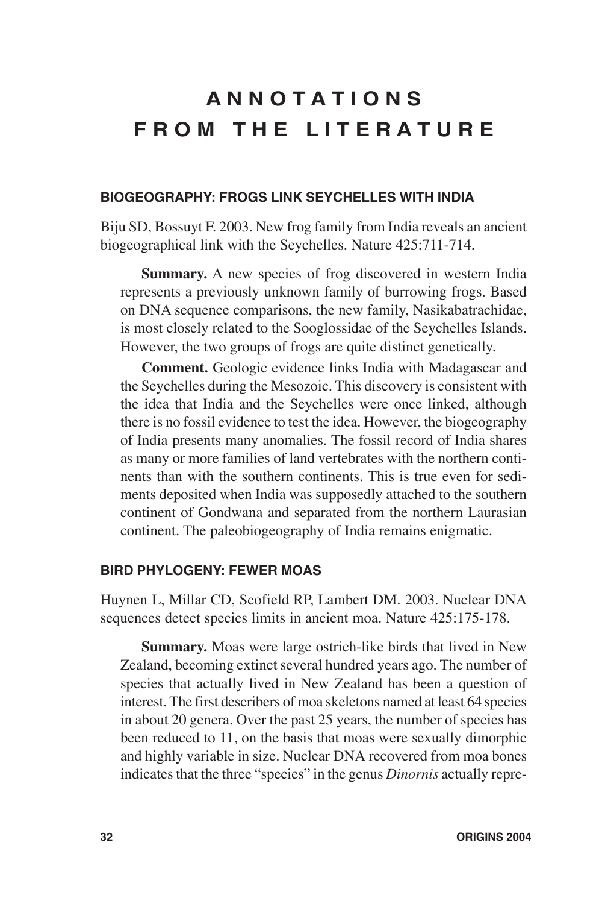# ANNOTATIONS FROM THE LITERATURE

### BIOGEOGRAPHY: FROGS LINK SEYCHELLES WITH INDIA

Biju SD, Bossuyt F. 2003. New frog family from India reveals an ancient biogeographical link with the Seychelles. Nature 425:711-714.

**Summary.** A new species of frog discovered in western India represents a previously unknown family of burrowing frogs. Based on DNA sequence comparisons, the new family, Nasikabatrachidae, is most closely related to the Sooglossidae of the Seychelles Islands. However, the two groups of frogs are quite distinct genetically.

**Comment.** Geologic evidence links India with Madagascar and the Seychelles during the Mesozoic. This discovery is consistent with the idea that India and the Seychelles were once linked, although there is no fossil evidence to test the idea. However, the biogeography of India presents many anomalies. The fossil record of India shares as many or more families of land vertebrates with the northern continents than with the southern continents. This is true even for sediments deposited when India was supposedly attached to the southern continent of Gondwana and separated from the northern Laurasian continent. The paleobiogeography of India remains enigmatic.

### BIRD PHYLOGENY: FEWER MOAS

Huynen L, Millar CD, Scofield RP, Lambert DM. 2003. Nuclear DNA sequences detect species limits in ancient moa. Nature 425:175-178.

**Summary.** Moas were large ostrich-like birds that lived in New Zealand, becoming extinct several hundred years ago. The number of species that actually lived in New Zealand has been a question of interest. The first describers of moa skeletons named at least 64 species in about 20 genera. Over the past 25 years, the number of species has been reduced to 11, on the basis that moas were sexually dimorphic and highly variable in size. Nuclear DNA recovered from moa bones indicates that the three "species" in the genus *Dinornis* actually repre-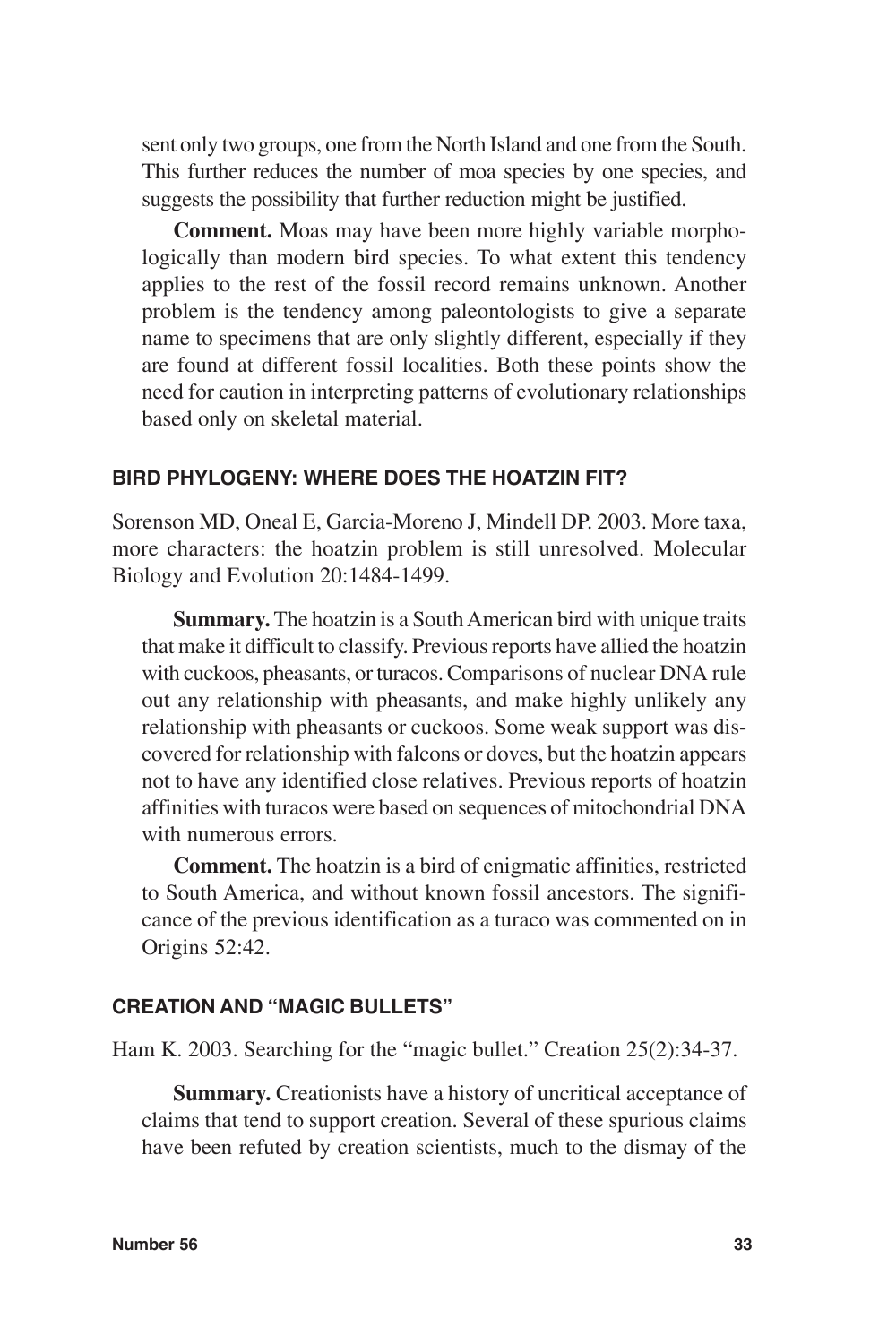sent only two groups, one from the North Island and one from the South. This further reduces the number of moa species by one species, and suggests the possibility that further reduction might be justified.

**Comment.** Moas may have been more highly variable morphologically than modern bird species. To what extent this tendency applies to the rest of the fossil record remains unknown. Another problem is the tendency among paleontologists to give a separate name to specimens that are only slightly different, especially if they are found at different fossil localities. Both these points show the need for caution in interpreting patterns of evolutionary relationships based only on skeletal material.

### BIRD PHYLOGENY: WHERE DOES THE HOATZIN FIT?

Sorenson MD, Oneal E, Garcia-Moreno J, Mindell DP. 2003. More taxa, more characters: the hoatzin problem is still unresolved. Molecular Biology and Evolution 20:1484-1499.

**Summary.** The hoatzin is a South American bird with unique traits that make it difficult to classify. Previous reports have allied the hoatzin with cuckoos, pheasants, or turacos. Comparisons of nuclear DNA rule out any relationship with pheasants, and make highly unlikely any relationship with pheasants or cuckoos. Some weak support was discovered for relationship with falcons or doves, but the hoatzin appears not to have any identified close relatives. Previous reports of hoatzin affinities with turacos were based on sequences of mitochondrial DNA with numerous errors.

**Comment.** The hoatzin is a bird of enigmatic affinities, restricted to South America, and without known fossil ancestors. The significance of the previous identification as a turaco was commented on in Origins 52:42.

### CREATION AND "MAGIC BULLETS"

Ham K. 2003. Searching for the "magic bullet." Creation 25(2):34-37.

**Summary.** Creationists have a history of uncritical acceptance of claims that tend to support creation. Several of these spurious claims have been refuted by creation scientists, much to the dismay of the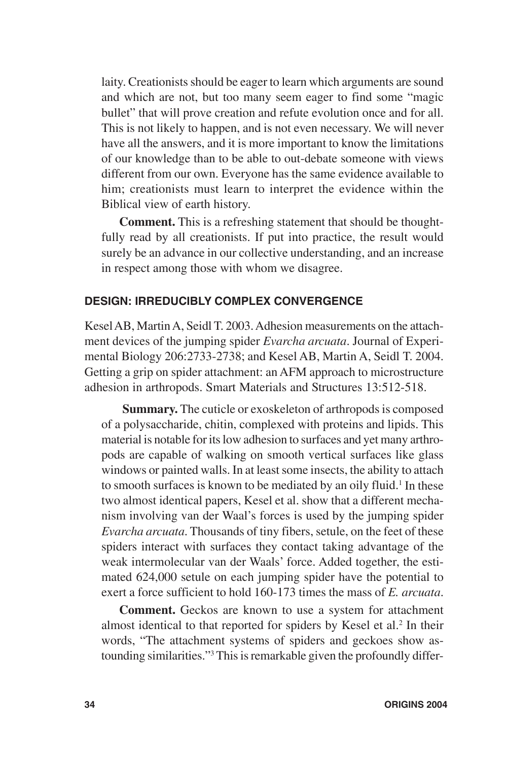laity. Creationists should be eager to learn which arguments are sound and which are not, but too many seem eager to find some "magic bullet" that will prove creation and refute evolution once and for all. This is not likely to happen, and is not even necessary. We will never have all the answers, and it is more important to know the limitations of our knowledge than to be able to out-debate someone with views different from our own. Everyone has the same evidence available to him; creationists must learn to interpret the evidence within the Biblical view of earth history.

**Comment.** This is a refreshing statement that should be thoughtfully read by all creationists. If put into practice, the result would surely be an advance in our collective understanding, and an increase in respect among those with whom we disagree.

### DESIGN: IRREDUCIBLY COMPLEX CONVERGENCE

Kesel AB, Martin A, Seidl T. 2003. Adhesion measurements on the attachment devices of the jumping spider *Evarcha arcuata*. Journal of Experimental Biology 206:2733-2738; and Kesel AB, Martin A, Seidl T. 2004. Getting a grip on spider attachment: an AFM approach to microstructure adhesion in arthropods. Smart Materials and Structures 13:512-518.

**Summary.** The cuticle or exoskeleton of arthropods is composed of a polysaccharide, chitin, complexed with proteins and lipids. This material is notable for its low adhesion to surfaces and yet many arthropods are capable of walking on smooth vertical surfaces like glass windows or painted walls. In at least some insects, the ability to attach to smooth surfaces is known to be mediated by an oily fluid.[1] In these two almost identical papers, Kesel et al. show that a different mechanism involving van der Waal's forces is used by the jumping spider *Evarcha arcuata*. Thousands of tiny fibers, setule, on the feet of these spiders interact with surfaces they contact taking advantage of the weak intermolecular van der Waals' force. Added together, the estimated 624,000 setule on each jumping spider have the potential to exert a force sufficient to hold 160-173 times the mass of *E. arcuata*.

**Comment.** Geckos are known to use a system for attachment almost identical to that reported for spiders by Kesel et al.[2] In their words, "The attachment systems of spiders and geckoes show astounding similarities."[3] This is remarkable given the profoundly differ-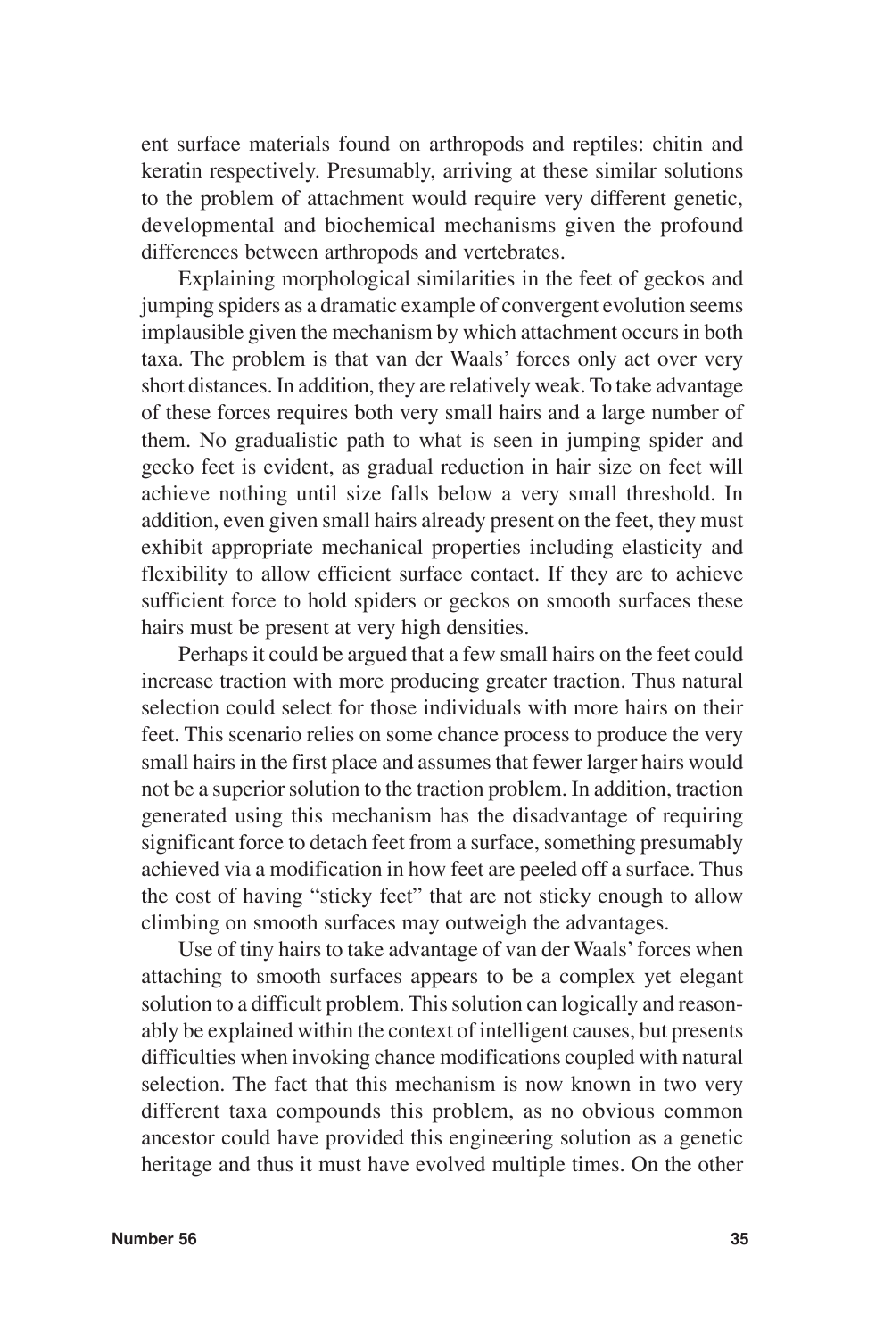ent surface materials found on arthropods and reptiles: chitin and keratin respectively. Presumably, arriving at these similar solutions to the problem of attachment would require very different genetic, developmental and biochemical mechanisms given the profound differences between arthropods and vertebrates.

Explaining morphological similarities in the feet of geckos and jumping spiders as a dramatic example of convergent evolution seems implausible given the mechanism by which attachment occurs in both taxa. The problem is that van der Waals' forces only act over very short distances. In addition, they are relatively weak. To take advantage of these forces requires both very small hairs and a large number of them. No gradualistic path to what is seen in jumping spider and gecko feet is evident, as gradual reduction in hair size on feet will achieve nothing until size falls below a very small threshold. In addition, even given small hairs already present on the feet, they must exhibit appropriate mechanical properties including elasticity and flexibility to allow efficient surface contact. If they are to achieve sufficient force to hold spiders or geckos on smooth surfaces these hairs must be present at very high densities.

Perhaps it could be argued that a few small hairs on the feet could increase traction with more producing greater traction. Thus natural selection could select for those individuals with more hairs on their feet. This scenario relies on some chance process to produce the very small hairs in the first place and assumes that fewer larger hairs would not be a superior solution to the traction problem. In addition, traction generated using this mechanism has the disadvantage of requiring significant force to detach feet from a surface, something presumably achieved via a modification in how feet are peeled off a surface. Thus the cost of having "sticky feet" that are not sticky enough to allow climbing on smooth surfaces may outweigh the advantages.

Use of tiny hairs to take advantage of van der Waals' forces when attaching to smooth surfaces appears to be a complex yet elegant solution to a difficult problem. This solution can logically and reasonably be explained within the context of intelligent causes, but presents difficulties when invoking chance modifications coupled with natural selection. The fact that this mechanism is now known in two very different taxa compounds this problem, as no obvious common ancestor could have provided this engineering solution as a genetic heritage and thus it must have evolved multiple times. On the other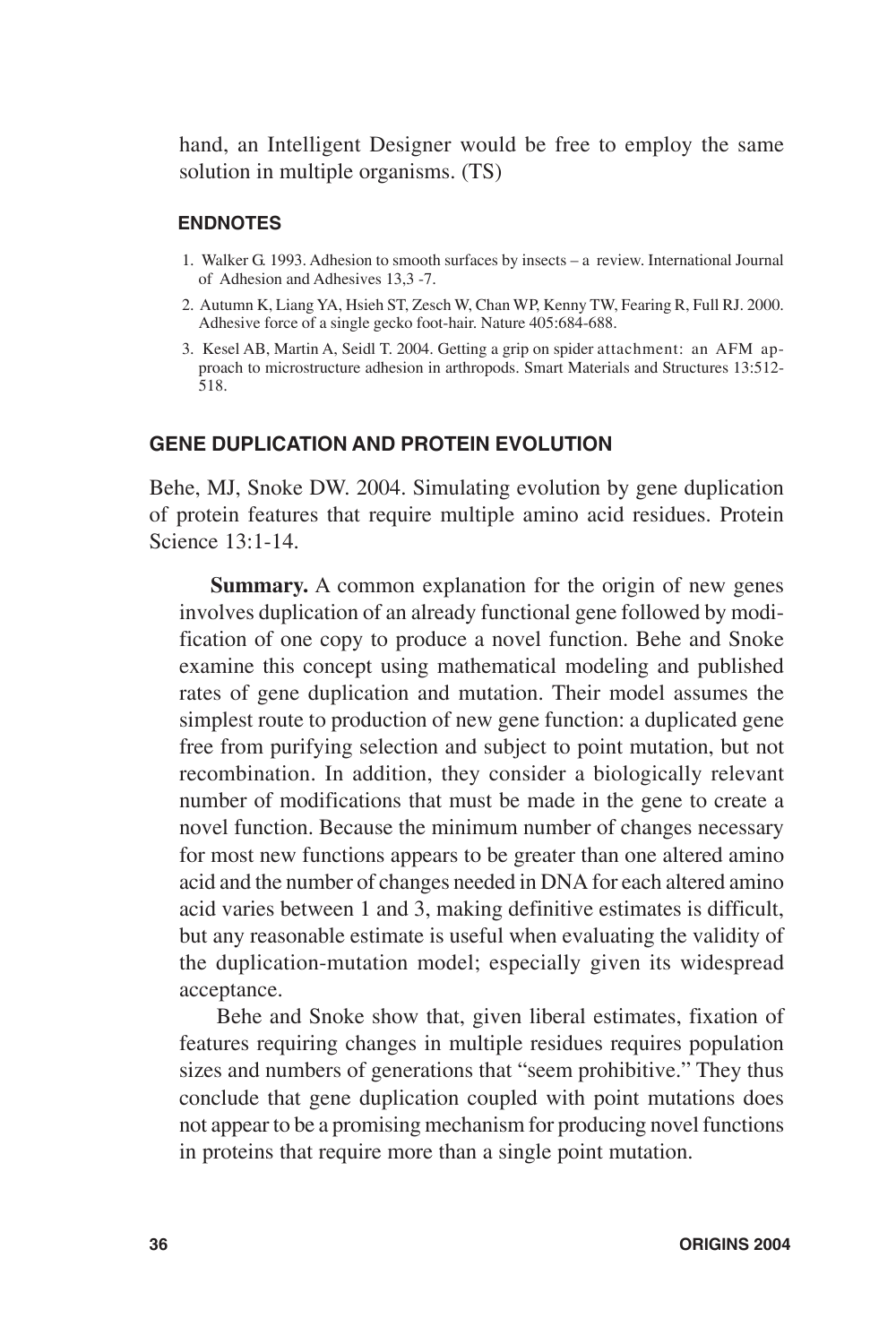hand, an Intelligent Designer would be free to employ the same solution in multiple organisms. (TS)

#### ENDNOTES

1. Walker G. 1993. Adhesion to smooth surfaces by insects – a review. International Journal of Adhesion and Adhesives 13,3 -7.
2. Autumn K, Liang YA, Hsieh ST, Zesch W, Chan WP, Kenny TW, Fearing R, Full RJ. 2000. Adhesive force of a single gecko foot-hair. Nature 405:684-688.
3. Kesel AB, Martin A, Seidl T. 2004. Getting a grip on spider attachment: an AFM approach to microstructure adhesion in arthropods. Smart Materials and Structures 13:512-518.

### GENE DUPLICATION AND PROTEIN EVOLUTION

Behe, MJ, Snoke DW. 2004. Simulating evolution by gene duplication of protein features that require multiple amino acid residues. Protein Science 13:1-14.

**Summary.** A common explanation for the origin of new genes involves duplication of an already functional gene followed by modification of one copy to produce a novel function. Behe and Snoke examine this concept using mathematical modeling and published rates of gene duplication and mutation. Their model assumes the simplest route to production of new gene function: a duplicated gene free from purifying selection and subject to point mutation, but not recombination. In addition, they consider a biologically relevant number of modifications that must be made in the gene to create a novel function. Because the minimum number of changes necessary for most new functions appears to be greater than one altered amino acid and the number of changes needed in DNA for each altered amino acid varies between 1 and 3, making definitive estimates is difficult, but any reasonable estimate is useful when evaluating the validity of the duplication-mutation model; especially given its widespread acceptance.

Behe and Snoke show that, given liberal estimates, fixation of features requiring changes in multiple residues requires population sizes and numbers of generations that "seem prohibitive." They thus conclude that gene duplication coupled with point mutations does not appear to be a promising mechanism for producing novel functions in proteins that require more than a single point mutation.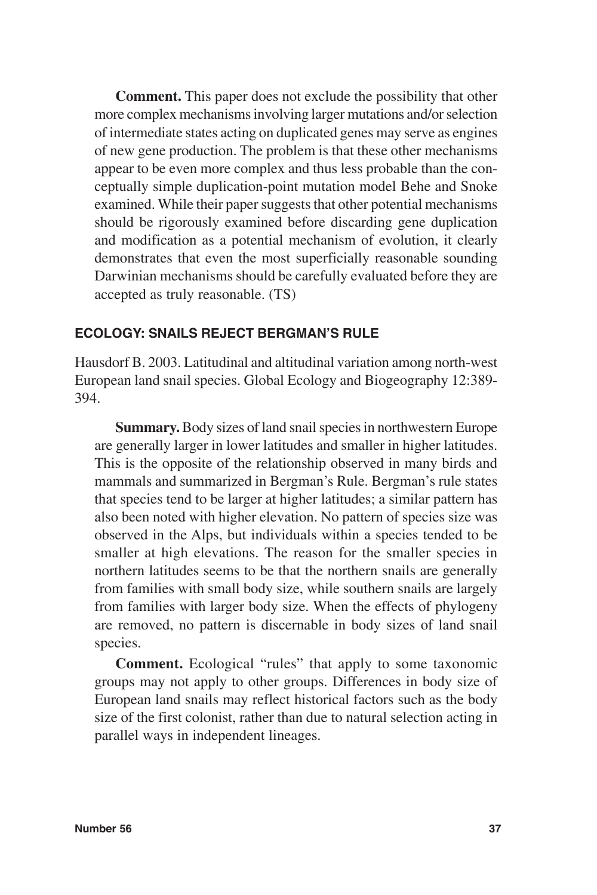**Comment.** This paper does not exclude the possibility that other more complex mechanisms involving larger mutations and/or selection of intermediate states acting on duplicated genes may serve as engines of new gene production. The problem is that these other mechanisms appear to be even more complex and thus less probable than the conceptually simple duplication-point mutation model Behe and Snoke examined. While their paper suggests that other potential mechanisms should be rigorously examined before discarding gene duplication and modification as a potential mechanism of evolution, it clearly demonstrates that even the most superficially reasonable sounding Darwinian mechanisms should be carefully evaluated before they are accepted as truly reasonable. (TS)

### ECOLOGY: SNAILS REJECT BERGMAN'S RULE

Hausdorf B. 2003. Latitudinal and altitudinal variation among north-west European land snail species. Global Ecology and Biogeography 12:389-394.

**Summary.** Body sizes of land snail species in northwestern Europe are generally larger in lower latitudes and smaller in higher latitudes. This is the opposite of the relationship observed in many birds and mammals and summarized in Bergman's Rule. Bergman's rule states that species tend to be larger at higher latitudes; a similar pattern has also been noted with higher elevation. No pattern of species size was observed in the Alps, but individuals within a species tended to be smaller at high elevations. The reason for the smaller species in northern latitudes seems to be that the northern snails are generally from families with small body size, while southern snails are largely from families with larger body size. When the effects of phylogeny are removed, no pattern is discernable in body sizes of land snail species.

**Comment.** Ecological "rules" that apply to some taxonomic groups may not apply to other groups. Differences in body size of European land snails may reflect historical factors such as the body size of the first colonist, rather than due to natural selection acting in parallel ways in independent lineages.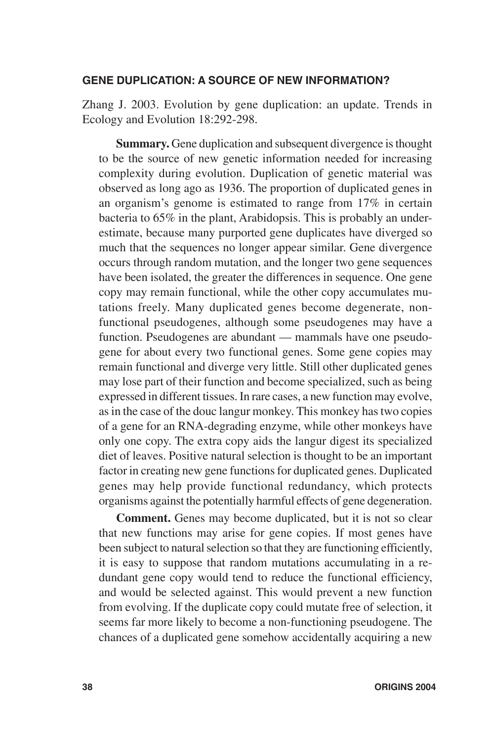## GENE DUPLICATION: A SOURCE OF NEW INFORMATION?

Zhang J. 2003. Evolution by gene duplication: an update. Trends in Ecology and Evolution 18:292-298.

**Summary.** Gene duplication and subsequent divergence is thought to be the source of new genetic information needed for increasing complexity during evolution. Duplication of genetic material was observed as long ago as 1936. The proportion of duplicated genes in an organism's genome is estimated to range from 17% in certain bacteria to 65% in the plant, Arabidopsis. This is probably an underestimate, because many purported gene duplicates have diverged so much that the sequences no longer appear similar. Gene divergence occurs through random mutation, and the longer two gene sequences have been isolated, the greater the differences in sequence. One gene copy may remain functional, while the other copy accumulates mutations freely. Many duplicated genes become degenerate, non-functional pseudogenes, although some pseudogenes may have a function. Pseudogenes are abundant — mammals have one pseudogene for about every two functional genes. Some gene copies may remain functional and diverge very little. Still other duplicated genes may lose part of their function and become specialized, such as being expressed in different tissues. In rare cases, a new function may evolve, as in the case of the douc langur monkey. This monkey has two copies of a gene for an RNA-degrading enzyme, while other monkeys have only one copy. The extra copy aids the langur digest its specialized diet of leaves. Positive natural selection is thought to be an important factor in creating new gene functions for duplicated genes. Duplicated genes may help provide functional redundancy, which protects organisms against the potentially harmful effects of gene degeneration.

**Comment.** Genes may become duplicated, but it is not so clear that new functions may arise for gene copies. If most genes have been subject to natural selection so that they are functioning efficiently, it is easy to suppose that random mutations accumulating in a redundant gene copy would tend to reduce the functional efficiency, and would be selected against. This would prevent a new function from evolving. If the duplicate copy could mutate free of selection, it seems far more likely to become a non-functioning pseudogene. The chances of a duplicated gene somehow accidentally acquiring a new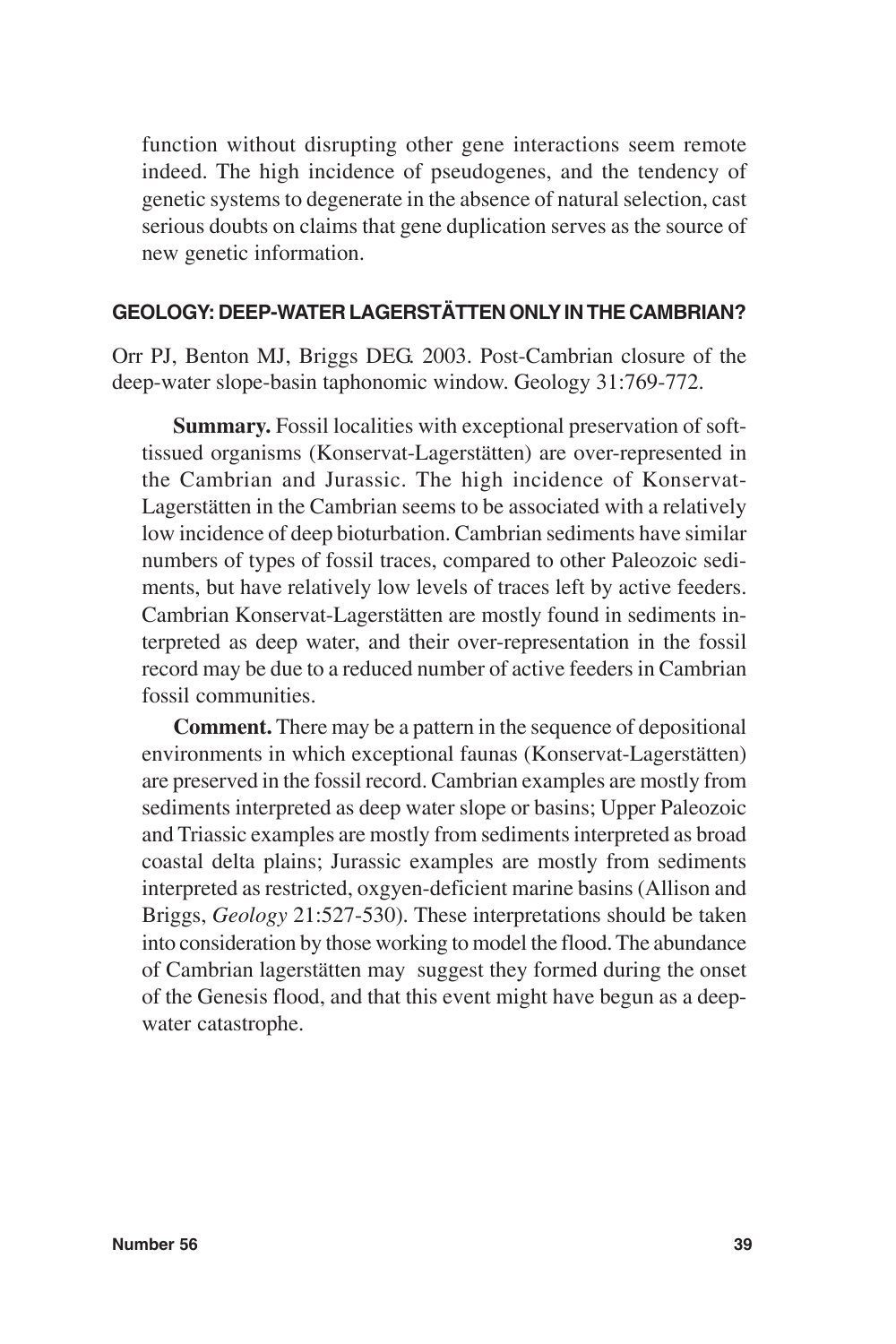function without disrupting other gene interactions seem remote indeed. The high incidence of pseudogenes, and the tendency of genetic systems to degenerate in the absence of natural selection, cast serious doubts on claims that gene duplication serves as the source of new genetic information.

## GEOLOGY: DEEP-WATER LAGERSTÄTTEN ONLY IN THE CAMBRIAN?

Orr PJ, Benton MJ, Briggs DEG. 2003. Post-Cambrian closure of the deep-water slope-basin taphonomic window. Geology 31:769-772.

**Summary.** Fossil localities with exceptional preservation of soft-tissued organisms (Konservat-Lagerstätten) are over-represented in the Cambrian and Jurassic. The high incidence of Konservat-Lagerstätten in the Cambrian seems to be associated with a relatively low incidence of deep bioturbation. Cambrian sediments have similar numbers of types of fossil traces, compared to other Paleozoic sediments, but have relatively low levels of traces left by active feeders. Cambrian Konservat-Lagerstätten are mostly found in sediments interpreted as deep water, and their over-representation in the fossil record may be due to a reduced number of active feeders in Cambrian fossil communities.

**Comment.** There may be a pattern in the sequence of depositional environments in which exceptional faunas (Konservat-Lagerstätten) are preserved in the fossil record. Cambrian examples are mostly from sediments interpreted as deep water slope or basins; Upper Paleozoic and Triassic examples are mostly from sediments interpreted as broad coastal delta plains; Jurassic examples are mostly from sediments interpreted as restricted, oxgyen-deficient marine basins (Allison and Briggs, *Geology* 21:527-530). These interpretations should be taken into consideration by those working to model the flood. The abundance of Cambrian lagerstätten may suggest they formed during the onset of the Genesis flood, and that this event might have begun as a deep-water catastrophe.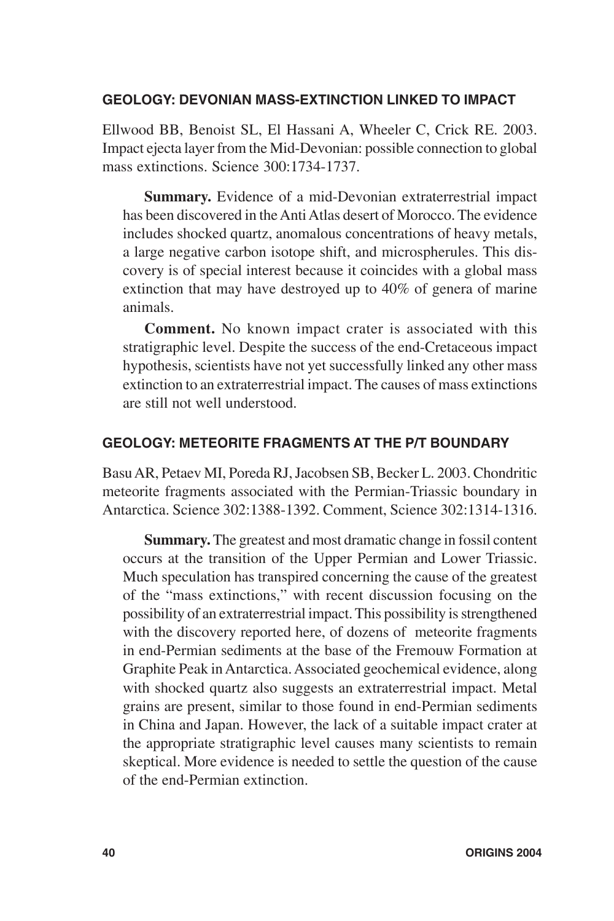## GEOLOGY: DEVONIAN MASS-EXTINCTION LINKED TO IMPACT

Ellwood BB, Benoist SL, El Hassani A, Wheeler C, Crick RE. 2003. Impact ejecta layer from the Mid-Devonian: possible connection to global mass extinctions. Science 300:1734-1737.

**Summary.** Evidence of a mid-Devonian extraterrestrial impact has been discovered in the Anti Atlas desert of Morocco. The evidence includes shocked quartz, anomalous concentrations of heavy metals, a large negative carbon isotope shift, and microspherules. This discovery is of special interest because it coincides with a global mass extinction that may have destroyed up to 40% of genera of marine animals.

**Comment.** No known impact crater is associated with this stratigraphic level. Despite the success of the end-Cretaceous impact hypothesis, scientists have not yet successfully linked any other mass extinction to an extraterrestrial impact. The causes of mass extinctions are still not well understood.

## GEOLOGY: METEORITE FRAGMENTS AT THE P/T BOUNDARY

Basu AR, Petaev MI, Poreda RJ, Jacobsen SB, Becker L. 2003. Chondritic meteorite fragments associated with the Permian-Triassic boundary in Antarctica. Science 302:1388-1392. Comment, Science 302:1314-1316.

**Summary.** The greatest and most dramatic change in fossil content occurs at the transition of the Upper Permian and Lower Triassic. Much speculation has transpired concerning the cause of the greatest of the "mass extinctions," with recent discussion focusing on the possibility of an extraterrestrial impact. This possibility is strengthened with the discovery reported here, of dozens of meteorite fragments in end-Permian sediments at the base of the Fremouw Formation at Graphite Peak in Antarctica. Associated geochemical evidence, along with shocked quartz also suggests an extraterrestrial impact. Metal grains are present, similar to those found in end-Permian sediments in China and Japan. However, the lack of a suitable impact crater at the appropriate stratigraphic level causes many scientists to remain skeptical. More evidence is needed to settle the question of the cause of the end-Permian extinction.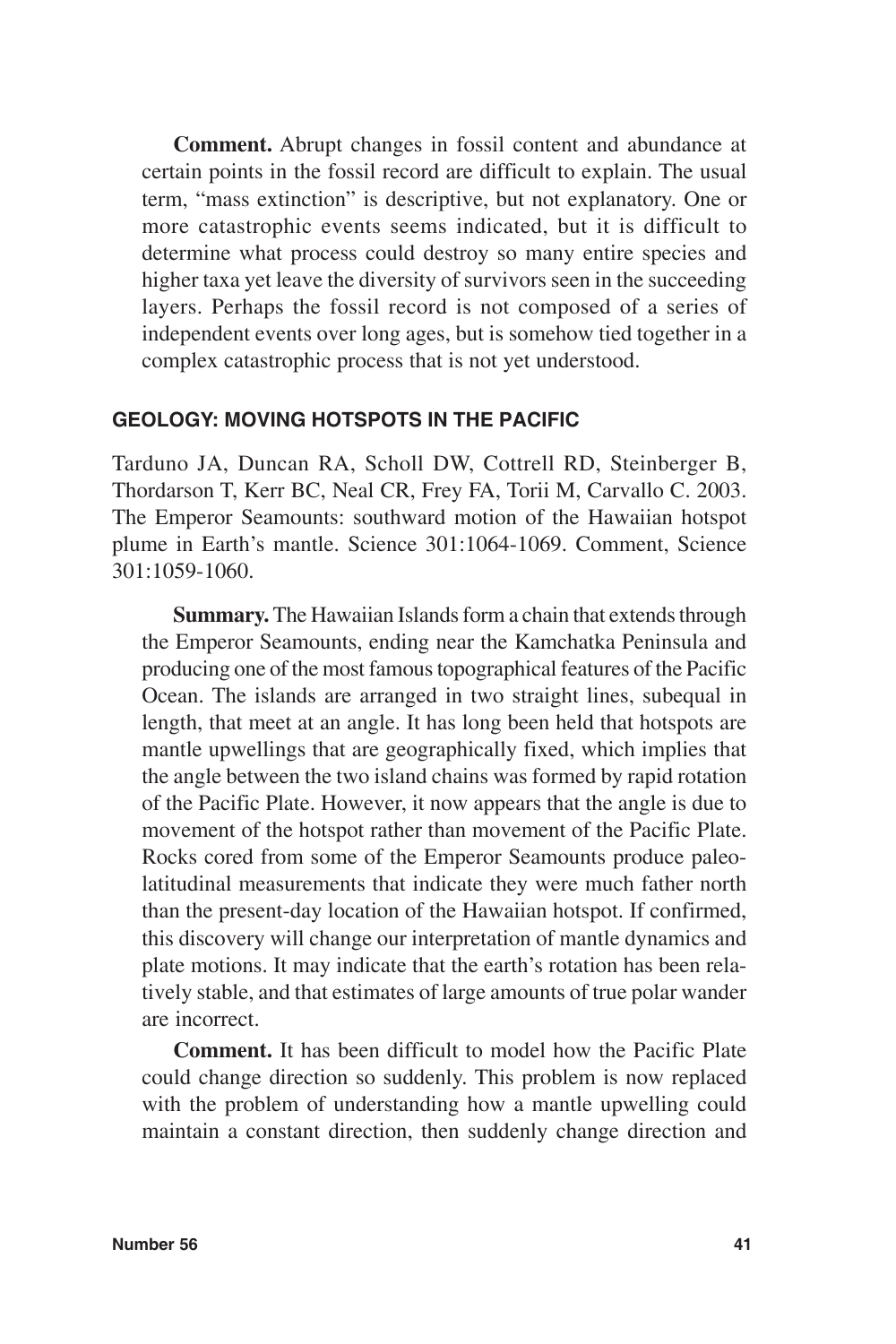**Comment.** Abrupt changes in fossil content and abundance at certain points in the fossil record are difficult to explain. The usual term, "mass extinction" is descriptive, but not explanatory. One or more catastrophic events seems indicated, but it is difficult to determine what process could destroy so many entire species and higher taxa yet leave the diversity of survivors seen in the succeeding layers. Perhaps the fossil record is not composed of a series of independent events over long ages, but is somehow tied together in a complex catastrophic process that is not yet understood.

## GEOLOGY: MOVING HOTSPOTS IN THE PACIFIC

Tarduno JA, Duncan RA, Scholl DW, Cottrell RD, Steinberger B, Thordarson T, Kerr BC, Neal CR, Frey FA, Torii M, Carvallo C. 2003. The Emperor Seamounts: southward motion of the Hawaiian hotspot plume in Earth's mantle. Science 301:1064-1069. Comment, Science 301:1059-1060.

**Summary.** The Hawaiian Islands form a chain that extends through the Emperor Seamounts, ending near the Kamchatka Peninsula and producing one of the most famous topographical features of the Pacific Ocean. The islands are arranged in two straight lines, subequal in length, that meet at an angle. It has long been held that hotspots are mantle upwellings that are geographically fixed, which implies that the angle between the two island chains was formed by rapid rotation of the Pacific Plate. However, it now appears that the angle is due to movement of the hotspot rather than movement of the Pacific Plate. Rocks cored from some of the Emperor Seamounts produce paleolatitudinal measurements that indicate they were much father north than the present-day location of the Hawaiian hotspot. If confirmed, this discovery will change our interpretation of mantle dynamics and plate motions. It may indicate that the earth's rotation has been relatively stable, and that estimates of large amounts of true polar wander are incorrect.

**Comment.** It has been difficult to model how the Pacific Plate could change direction so suddenly. This problem is now replaced with the problem of understanding how a mantle upwelling could maintain a constant direction, then suddenly change direction and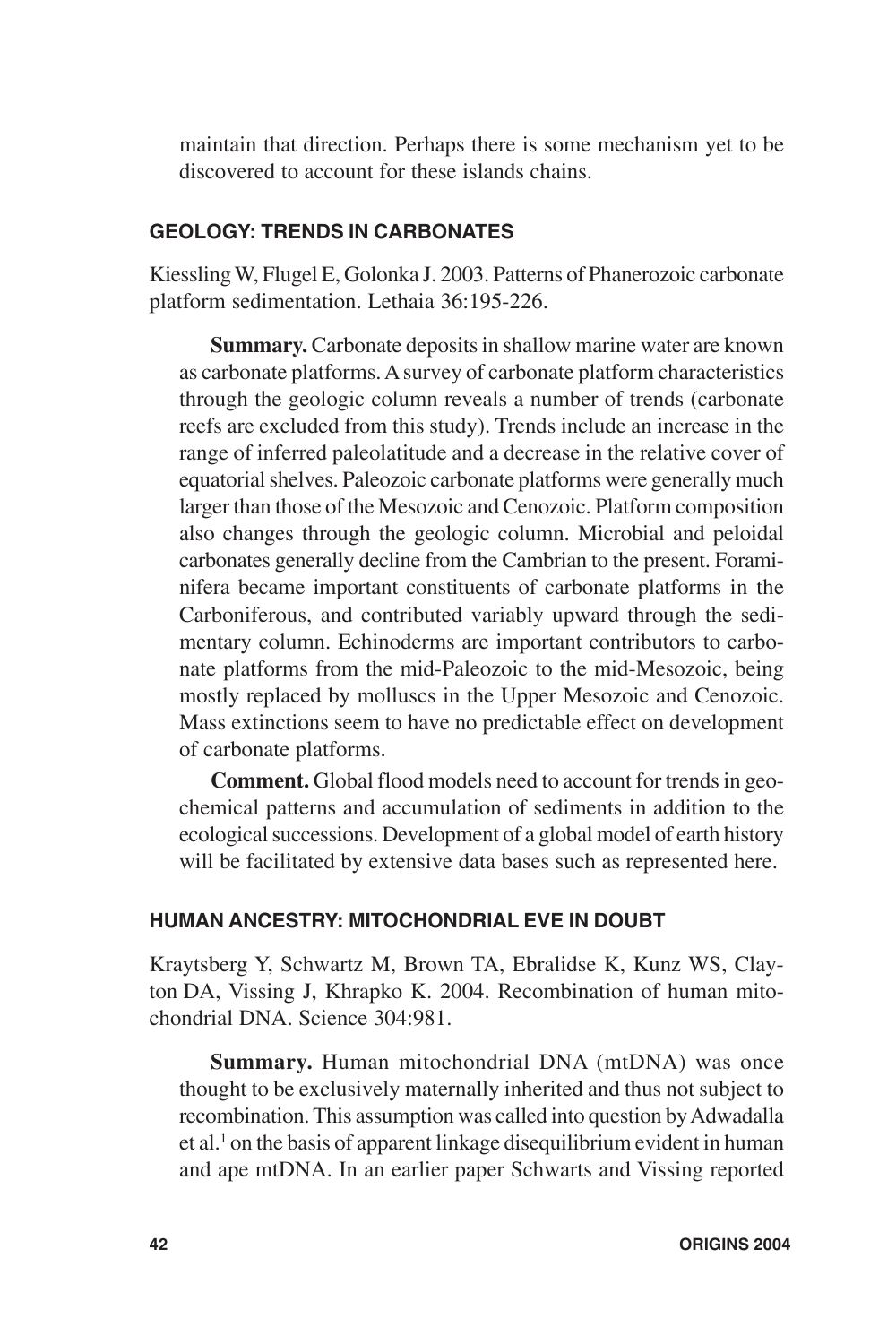maintain that direction. Perhaps there is some mechanism yet to be discovered to account for these islands chains.

### GEOLOGY: TRENDS IN CARBONATES

Kiessling W, Flugel E, Golonka J. 2003. Patterns of Phanerozoic carbonate platform sedimentation. Lethaia 36:195-226.

**Summary.** Carbonate deposits in shallow marine water are known as carbonate platforms. A survey of carbonate platform characteristics through the geologic column reveals a number of trends (carbonate reefs are excluded from this study). Trends include an increase in the range of inferred paleolatitude and a decrease in the relative cover of equatorial shelves. Paleozoic carbonate platforms were generally much larger than those of the Mesozoic and Cenozoic. Platform composition also changes through the geologic column. Microbial and peloidal carbonates generally decline from the Cambrian to the present. Foraminifera became important constituents of carbonate platforms in the Carboniferous, and contributed variably upward through the sedimentary column. Echinoderms are important contributors to carbonate platforms from the mid-Paleozoic to the mid-Mesozoic, being mostly replaced by molluscs in the Upper Mesozoic and Cenozoic. Mass extinctions seem to have no predictable effect on development of carbonate platforms.

**Comment.** Global flood models need to account for trends in geochemical patterns and accumulation of sediments in addition to the ecological successions. Development of a global model of earth history will be facilitated by extensive data bases such as represented here.

### HUMAN ANCESTRY: MITOCHONDRIAL EVE IN DOUBT

Kraytsberg Y, Schwartz M, Brown TA, Ebralidse K, Kunz WS, Clayton DA, Vissing J, Khrapko K. 2004. Recombination of human mitochondrial DNA. Science 304:981.

**Summary.** Human mitochondrial DNA (mtDNA) was once thought to be exclusively maternally inherited and thus not subject to recombination. This assumption was called into question by Adwadalla et al.[1] on the basis of apparent linkage disequilibrium evident in human and ape mtDNA. In an earlier paper Schwarts and Vissing reported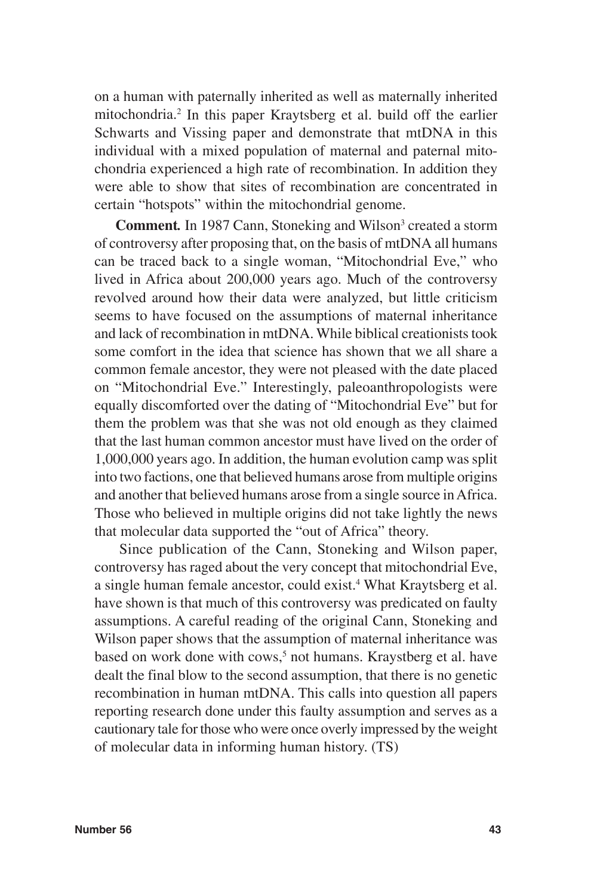on a human with paternally inherited as well as maternally inherited mitochondria.[2] In this paper Kraytsberg et al. build off the earlier Schwarts and Vissing paper and demonstrate that mtDNA in this individual with a mixed population of maternal and paternal mitochondria experienced a high rate of recombination. In addition they were able to show that sites of recombination are concentrated in certain "hotspots" within the mitochondrial genome.

**Comment.** In 1987 Cann, Stoneking and Wilson[3] created a storm of controversy after proposing that, on the basis of mtDNA all humans can be traced back to a single woman, "Mitochondrial Eve," who lived in Africa about 200,000 years ago. Much of the controversy revolved around how their data were analyzed, but little criticism seems to have focused on the assumptions of maternal inheritance and lack of recombination in mtDNA. While biblical creationists took some comfort in the idea that science has shown that we all share a common female ancestor, they were not pleased with the date placed on "Mitochondrial Eve." Interestingly, paleoanthropologists were equally discomforted over the dating of "Mitochondrial Eve" but for them the problem was that she was not old enough as they claimed that the last human common ancestor must have lived on the order of 1,000,000 years ago. In addition, the human evolution camp was split into two factions, one that believed humans arose from multiple origins and another that believed humans arose from a single source in Africa. Those who believed in multiple origins did not take lightly the news that molecular data supported the "out of Africa" theory.

Since publication of the Cann, Stoneking and Wilson paper, controversy has raged about the very concept that mitochondrial Eve, a single human female ancestor, could exist.[4] What Kraytsberg et al. have shown is that much of this controversy was predicated on faulty assumptions. A careful reading of the original Cann, Stoneking and Wilson paper shows that the assumption of maternal inheritance was based on work done with cows,[5] not humans. Kraystberg et al. have dealt the final blow to the second assumption, that there is no genetic recombination in human mtDNA. This calls into question all papers reporting research done under this faulty assumption and serves as a cautionary tale for those who were once overly impressed by the weight of molecular data in informing human history. (TS)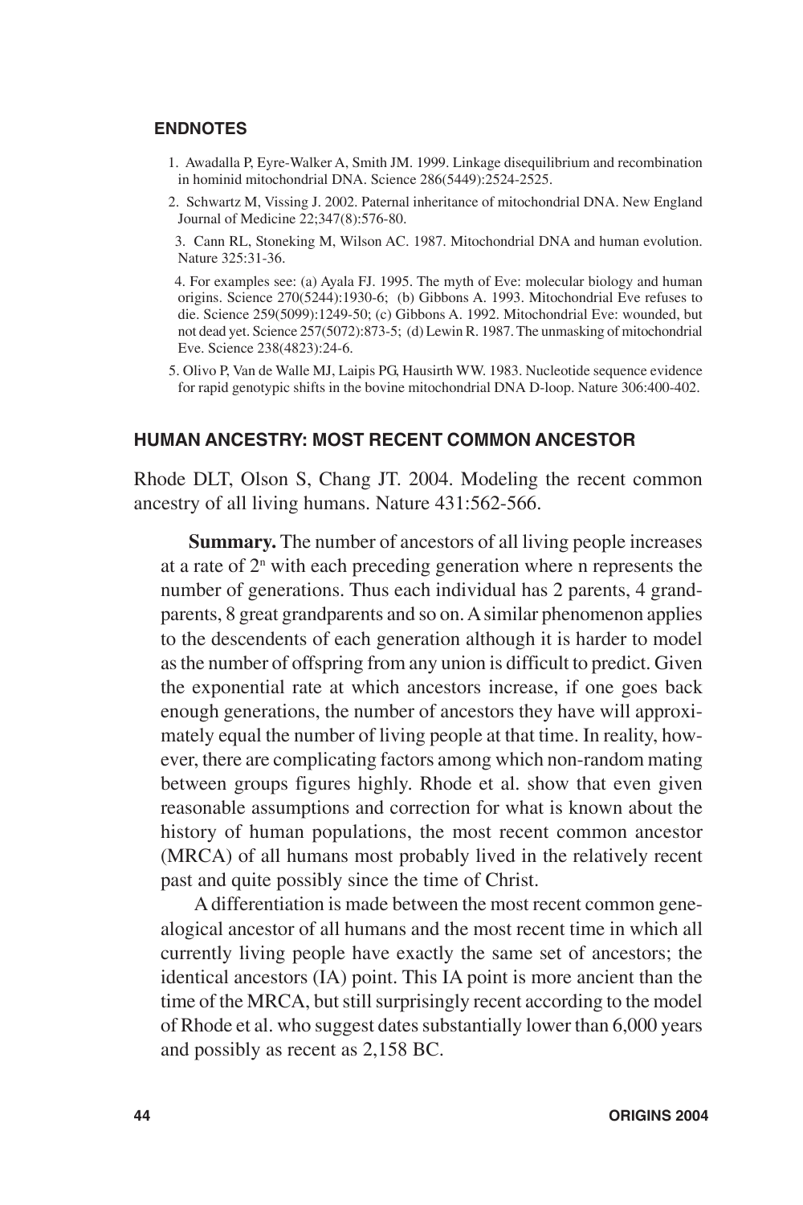### ENDNOTES

1. Awadalla P, Eyre-Walker A, Smith JM. 1999. Linkage disequilibrium and recombination in hominid mitochondrial DNA. Science 286(5449):2524-2525.
2. Schwartz M, Vissing J. 2002. Paternal inheritance of mitochondrial DNA. New England Journal of Medicine 22;347(8):576-80.
3. Cann RL, Stoneking M, Wilson AC. 1987. Mitochondrial DNA and human evolution. Nature 325:31-36.
4. For examples see: (a) Ayala FJ. 1995. The myth of Eve: molecular biology and human origins. Science 270(5244):1930-6; (b) Gibbons A. 1993. Mitochondrial Eve refuses to die. Science 259(5099):1249-50; (c) Gibbons A. 1992. Mitochondrial Eve: wounded, but not dead yet. Science 257(5072):873-5; (d) Lewin R. 1987. The unmasking of mitochondrial Eve. Science 238(4823):24-6.
5. Olivo P, Van de Walle MJ, Laipis PG, Hausirth WW. 1983. Nucleotide sequence evidence for rapid genotypic shifts in the bovine mitochondrial DNA D-loop. Nature 306:400-402.

## HUMAN ANCESTRY: MOST RECENT COMMON ANCESTOR

Rhode DLT, Olson S, Chang JT. 2004. Modeling the recent common ancestry of all living humans. Nature 431:562-566.

**Summary.** The number of ancestors of all living people increases at a rate of $2^n$ with each preceding generation where n represents the number of generations. Thus each individual has 2 parents, 4 grandparents, 8 great grandparents and so on. A similar phenomenon applies to the descendents of each generation although it is harder to model as the number of offspring from any union is difficult to predict. Given the exponential rate at which ancestors increase, if one goes back enough generations, the number of ancestors they have will approximately equal the number of living people at that time. In reality, however, there are complicating factors among which non-random mating between groups figures highly. Rhode et al. show that even given reasonable assumptions and correction for what is known about the history of human populations, the most recent common ancestor (MRCA) of all humans most probably lived in the relatively recent past and quite possibly since the time of Christ.

A differentiation is made between the most recent common genealogical ancestor of all humans and the most recent time in which all currently living people have exactly the same set of ancestors; the identical ancestors (IA) point. This IA point is more ancient than the time of the MRCA, but still surprisingly recent according to the model of Rhode et al. who suggest dates substantially lower than 6,000 years and possibly as recent as 2,158 BC.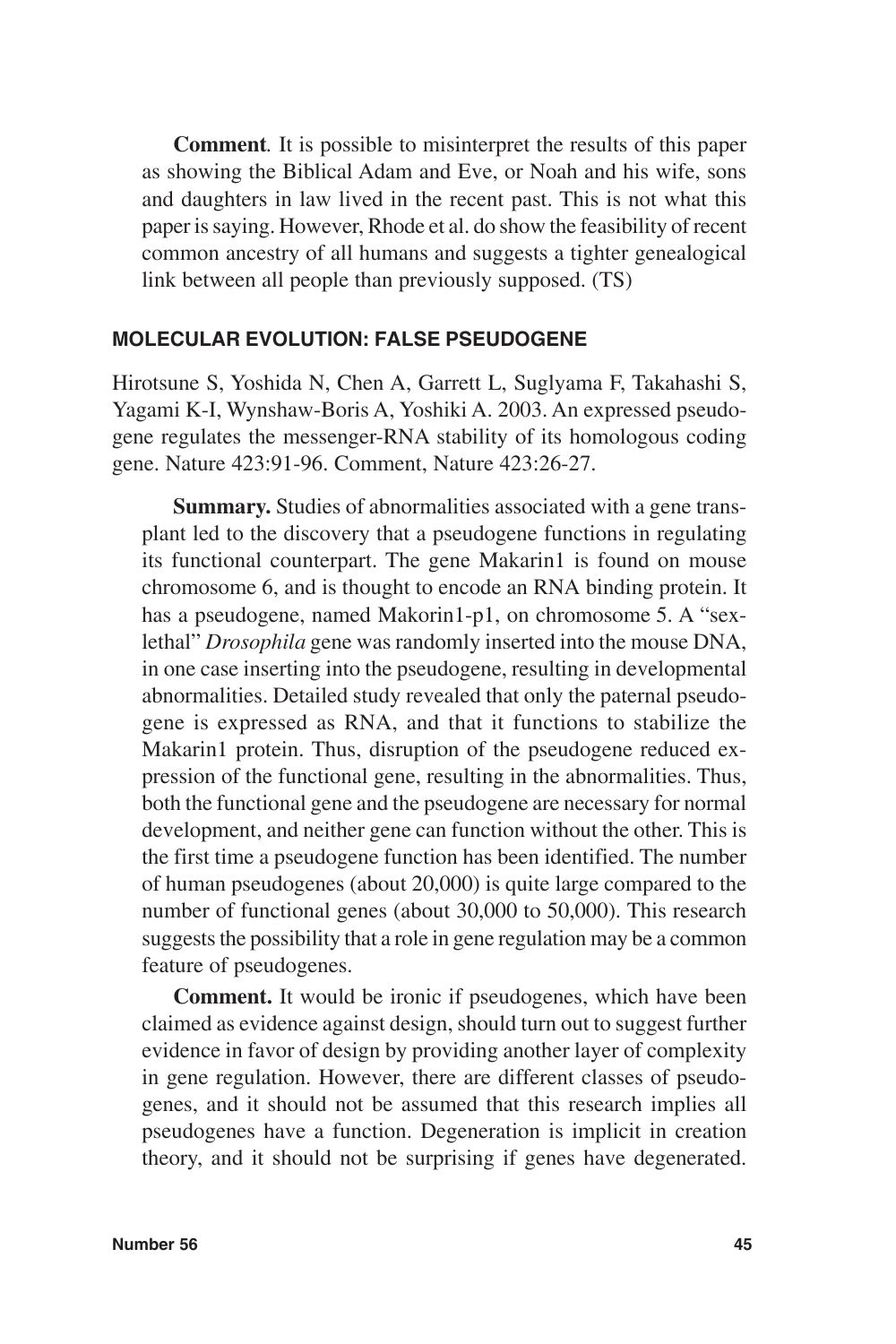**Comment**. It is possible to misinterpret the results of this paper as showing the Biblical Adam and Eve, or Noah and his wife, sons and daughters in law lived in the recent past. This is not what this paper is saying. However, Rhode et al. do show the feasibility of recent common ancestry of all humans and suggests a tighter genealogical link between all people than previously supposed. (TS)

## MOLECULAR EVOLUTION: FALSE PSEUDOGENE

Hirotsune S, Yoshida N, Chen A, Garrett L, Suglyama F, Takahashi S, Yagami K-I, Wynshaw-Boris A, Yoshiki A. 2003. An expressed pseudogene regulates the messenger-RNA stability of its homologous coding gene. Nature 423:91-96. Comment, Nature 423:26-27.

**Summary.** Studies of abnormalities associated with a gene transplant led to the discovery that a pseudogene functions in regulating its functional counterpart. The gene Makarin1 is found on mouse chromosome 6, and is thought to encode an RNA binding protein. It has a pseudogene, named Makorin1-p1, on chromosome 5. A "sex-lethal" *Drosophila* gene was randomly inserted into the mouse DNA, in one case inserting into the pseudogene, resulting in developmental abnormalities. Detailed study revealed that only the paternal pseudogene is expressed as RNA, and that it functions to stabilize the Makarin1 protein. Thus, disruption of the pseudogene reduced expression of the functional gene, resulting in the abnormalities. Thus, both the functional gene and the pseudogene are necessary for normal development, and neither gene can function without the other. This is the first time a pseudogene function has been identified. The number of human pseudogenes (about 20,000) is quite large compared to the number of functional genes (about 30,000 to 50,000). This research suggests the possibility that a role in gene regulation may be a common feature of pseudogenes.

**Comment.** It would be ironic if pseudogenes, which have been claimed as evidence against design, should turn out to suggest further evidence in favor of design by providing another layer of complexity in gene regulation. However, there are different classes of pseudogenes, and it should not be assumed that this research implies all pseudogenes have a function. Degeneration is implicit in creation theory, and it should not be surprising if genes have degenerated.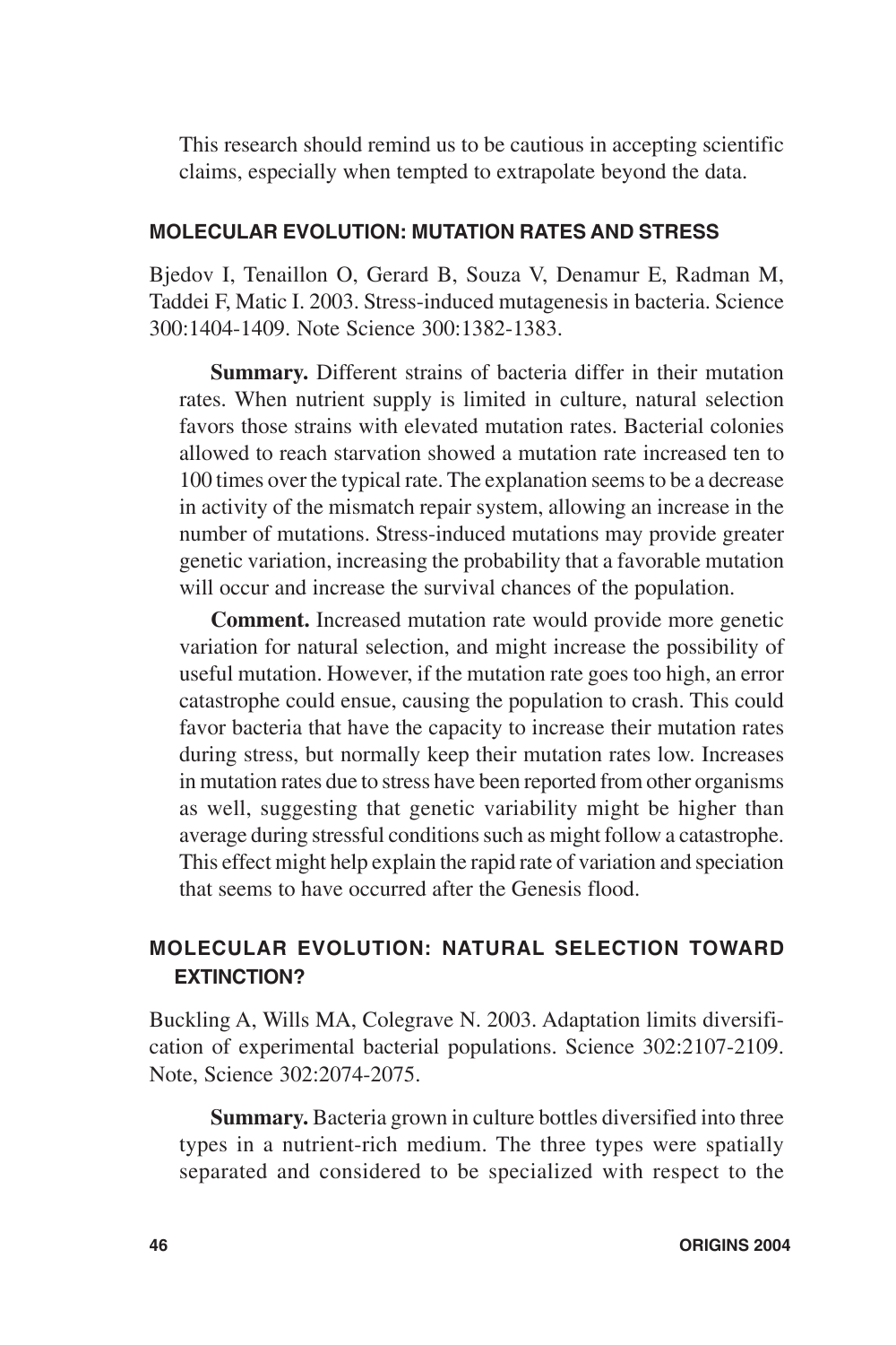This research should remind us to be cautious in accepting scientific claims, especially when tempted to extrapolate beyond the data.

### MOLECULAR EVOLUTION: MUTATION RATES AND STRESS

Bjedov I, Tenaillon O, Gerard B, Souza V, Denamur E, Radman M, Taddei F, Matic I. 2003. Stress-induced mutagenesis in bacteria. Science 300:1404-1409. Note Science 300:1382-1383.

**Summary.** Different strains of bacteria differ in their mutation rates. When nutrient supply is limited in culture, natural selection favors those strains with elevated mutation rates. Bacterial colonies allowed to reach starvation showed a mutation rate increased ten to 100 times over the typical rate. The explanation seems to be a decrease in activity of the mismatch repair system, allowing an increase in the number of mutations. Stress-induced mutations may provide greater genetic variation, increasing the probability that a favorable mutation will occur and increase the survival chances of the population.

**Comment.** Increased mutation rate would provide more genetic variation for natural selection, and might increase the possibility of useful mutation. However, if the mutation rate goes too high, an error catastrophe could ensue, causing the population to crash. This could favor bacteria that have the capacity to increase their mutation rates during stress, but normally keep their mutation rates low. Increases in mutation rates due to stress have been reported from other organisms as well, suggesting that genetic variability might be higher than average during stressful conditions such as might follow a catastrophe. This effect might help explain the rapid rate of variation and speciation that seems to have occurred after the Genesis flood.

### MOLECULAR EVOLUTION: NATURAL SELECTION TOWARD EXTINCTION?

Buckling A, Wills MA, Colegrave N. 2003. Adaptation limits diversification of experimental bacterial populations. Science 302:2107-2109. Note, Science 302:2074-2075.

**Summary.** Bacteria grown in culture bottles diversified into three types in a nutrient-rich medium. The three types were spatially separated and considered to be specialized with respect to the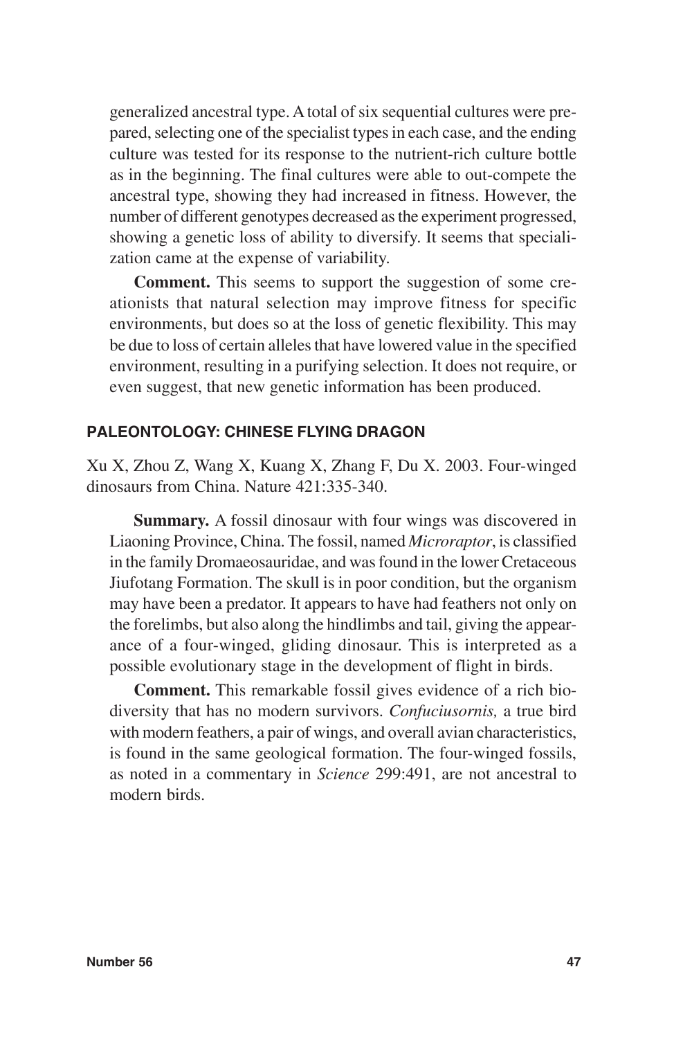generalized ancestral type. A total of six sequential cultures were prepared, selecting one of the specialist types in each case, and the ending culture was tested for its response to the nutrient-rich culture bottle as in the beginning. The final cultures were able to out-compete the ancestral type, showing they had increased in fitness. However, the number of different genotypes decreased as the experiment progressed, showing a genetic loss of ability to diversify. It seems that specialization came at the expense of variability.

**Comment.** This seems to support the suggestion of some creationists that natural selection may improve fitness for specific environments, but does so at the loss of genetic flexibility. This may be due to loss of certain alleles that have lowered value in the specified environment, resulting in a purifying selection. It does not require, or even suggest, that new genetic information has been produced.

## PALEONTOLOGY: CHINESE FLYING DRAGON

Xu X, Zhou Z, Wang X, Kuang X, Zhang F, Du X. 2003. Four-winged dinosaurs from China. Nature 421:335-340.

**Summary.** A fossil dinosaur with four wings was discovered in Liaoning Province, China. The fossil, named *Microraptor*, is classified in the family Dromaeosauridae, and was found in the lower Cretaceous Jiufotang Formation. The skull is in poor condition, but the organism may have been a predator. It appears to have had feathers not only on the forelimbs, but also along the hindlimbs and tail, giving the appearance of a four-winged, gliding dinosaur. This is interpreted as a possible evolutionary stage in the development of flight in birds.

**Comment.** This remarkable fossil gives evidence of a rich biodiversity that has no modern survivors. *Confuciusornis,* a true bird with modern feathers, a pair of wings, and overall avian characteristics, is found in the same geological formation. The four-winged fossils, as noted in a commentary in *Science* 299:491, are not ancestral to modern birds.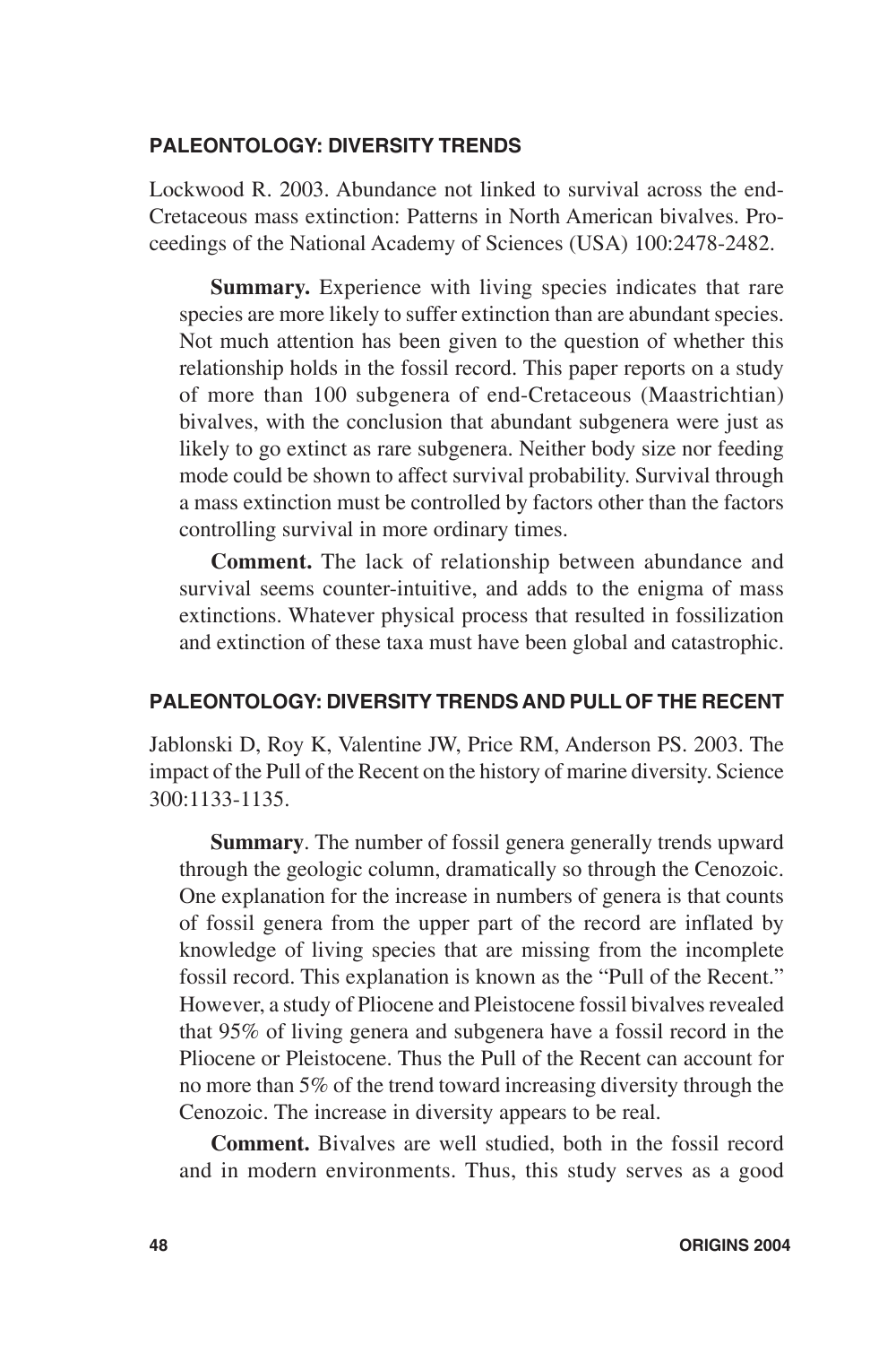### PALEONTOLOGY: DIVERSITY TRENDS

Lockwood R. 2003. Abundance not linked to survival across the end-Cretaceous mass extinction: Patterns in North American bivalves. Proceedings of the National Academy of Sciences (USA) 100:2478-2482.

**Summary.** Experience with living species indicates that rare species are more likely to suffer extinction than are abundant species. Not much attention has been given to the question of whether this relationship holds in the fossil record. This paper reports on a study of more than 100 subgenera of end-Cretaceous (Maastrichtian) bivalves, with the conclusion that abundant subgenera were just as likely to go extinct as rare subgenera. Neither body size nor feeding mode could be shown to affect survival probability. Survival through a mass extinction must be controlled by factors other than the factors controlling survival in more ordinary times.

**Comment.** The lack of relationship between abundance and survival seems counter-intuitive, and adds to the enigma of mass extinctions. Whatever physical process that resulted in fossilization and extinction of these taxa must have been global and catastrophic.

### PALEONTOLOGY: DIVERSITY TRENDS AND PULL OF THE RECENT

Jablonski D, Roy K, Valentine JW, Price RM, Anderson PS. 2003. The impact of the Pull of the Recent on the history of marine diversity. Science 300:1133-1135.

**Summary**. The number of fossil genera generally trends upward through the geologic column, dramatically so through the Cenozoic. One explanation for the increase in numbers of genera is that counts of fossil genera from the upper part of the record are inflated by knowledge of living species that are missing from the incomplete fossil record. This explanation is known as the "Pull of the Recent." However, a study of Pliocene and Pleistocene fossil bivalves revealed that 95% of living genera and subgenera have a fossil record in the Pliocene or Pleistocene. Thus the Pull of the Recent can account for no more than 5% of the trend toward increasing diversity through the Cenozoic. The increase in diversity appears to be real.

**Comment.** Bivalves are well studied, both in the fossil record and in modern environments. Thus, this study serves as a good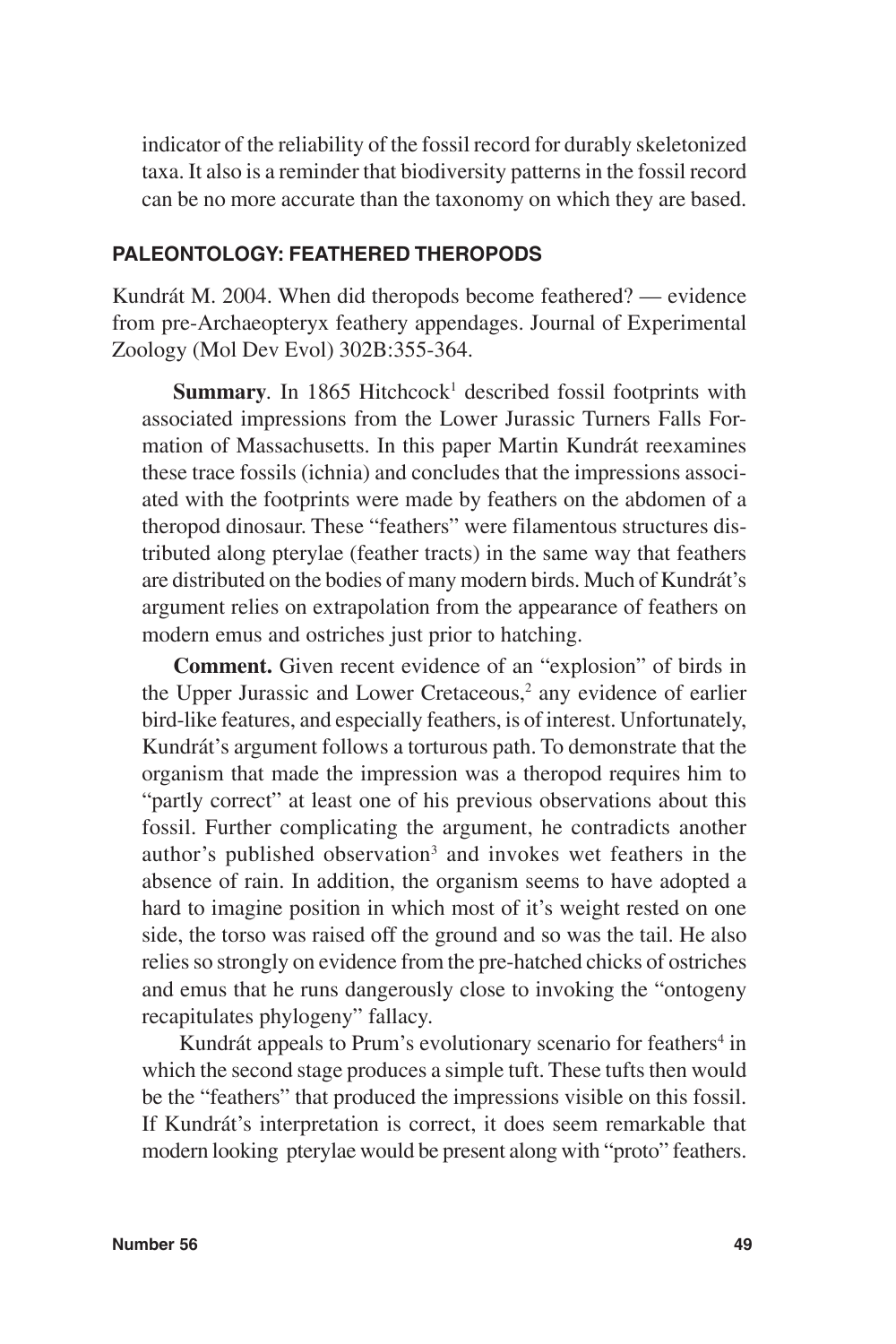indicator of the reliability of the fossil record for durably skeletonized taxa. It also is a reminder that biodiversity patterns in the fossil record can be no more accurate than the taxonomy on which they are based.

## PALEONTOLOGY: FEATHERED THEROPODS

Kundrát M. 2004. When did theropods become feathered? — evidence from pre-Archaeopteryx feathery appendages. Journal of Experimental Zoology (Mol Dev Evol) 302B:355-364.

**Summary**. In 1865 Hitchcock[1] described fossil footprints with associated impressions from the Lower Jurassic Turners Falls Formation of Massachusetts. In this paper Martin Kundrát reexamines these trace fossils (ichnia) and concludes that the impressions associated with the footprints were made by feathers on the abdomen of a theropod dinosaur. These "feathers" were filamentous structures distributed along pterylae (feather tracts) in the same way that feathers are distributed on the bodies of many modern birds. Much of Kundrát's argument relies on extrapolation from the appearance of feathers on modern emus and ostriches just prior to hatching.

**Comment.** Given recent evidence of an "explosion" of birds in the Upper Jurassic and Lower Cretaceous,[2] any evidence of earlier bird-like features, and especially feathers, is of interest. Unfortunately, Kundrát's argument follows a torturous path. To demonstrate that the organism that made the impression was a theropod requires him to "partly correct" at least one of his previous observations about this fossil. Further complicating the argument, he contradicts another author's published observation[3] and invokes wet feathers in the absence of rain. In addition, the organism seems to have adopted a hard to imagine position in which most of it's weight rested on one side, the torso was raised off the ground and so was the tail. He also relies so strongly on evidence from the pre-hatched chicks of ostriches and emus that he runs dangerously close to invoking the "ontogeny recapitulates phylogeny" fallacy.

Kundrát appeals to Prum's evolutionary scenario for feathers[4] in which the second stage produces a simple tuft. These tufts then would be the "feathers" that produced the impressions visible on this fossil. If Kundrát's interpretation is correct, it does seem remarkable that modern looking pterylae would be present along with "proto" feathers.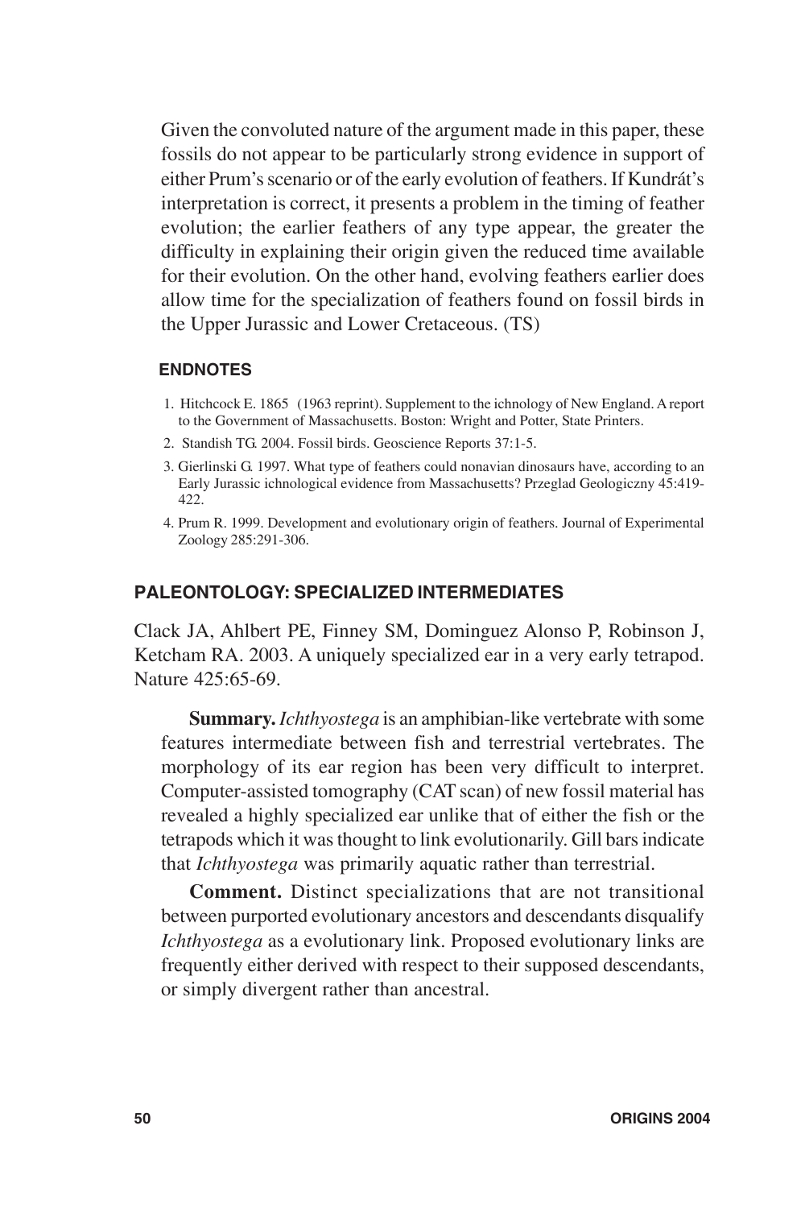Given the convoluted nature of the argument made in this paper, these fossils do not appear to be particularly strong evidence in support of either Prum's scenario or of the early evolution of feathers. If Kundrát's interpretation is correct, it presents a problem in the timing of feather evolution; the earlier feathers of any type appear, the greater the difficulty in explaining their origin given the reduced time available for their evolution. On the other hand, evolving feathers earlier does allow time for the specialization of feathers found on fossil birds in the Upper Jurassic and Lower Cretaceous. (TS)

#### ENDNOTES

1. Hitchcock E. 1865 (1963 reprint). Supplement to the ichnology of New England. A report to the Government of Massachusetts. Boston: Wright and Potter, State Printers.
2. Standish TG. 2004. Fossil birds. Geoscience Reports 37:1-5.
3. Gierlinski G. 1997. What type of feathers could nonavian dinosaurs have, according to an Early Jurassic ichnological evidence from Massachusetts? Przeglad Geologiczny 45:419-422.
4. Prum R. 1999. Development and evolutionary origin of feathers. Journal of Experimental Zoology 285:291-306.

### PALEONTOLOGY: SPECIALIZED INTERMEDIATES

Clack JA, Ahlbert PE, Finney SM, Dominguez Alonso P, Robinson J, Ketcham RA. 2003. A uniquely specialized ear in a very early tetrapod. Nature 425:65-69.

**Summary.** *Ichthyostega* is an amphibian-like vertebrate with some features intermediate between fish and terrestrial vertebrates. The morphology of its ear region has been very difficult to interpret. Computer-assisted tomography (CAT scan) of new fossil material has revealed a highly specialized ear unlike that of either the fish or the tetrapods which it was thought to link evolutionarily. Gill bars indicate that *Ichthyostega* was primarily aquatic rather than terrestrial.

**Comment.** Distinct specializations that are not transitional between purported evolutionary ancestors and descendants disqualify *Ichthyostega* as a evolutionary link. Proposed evolutionary links are frequently either derived with respect to their supposed descendants, or simply divergent rather than ancestral.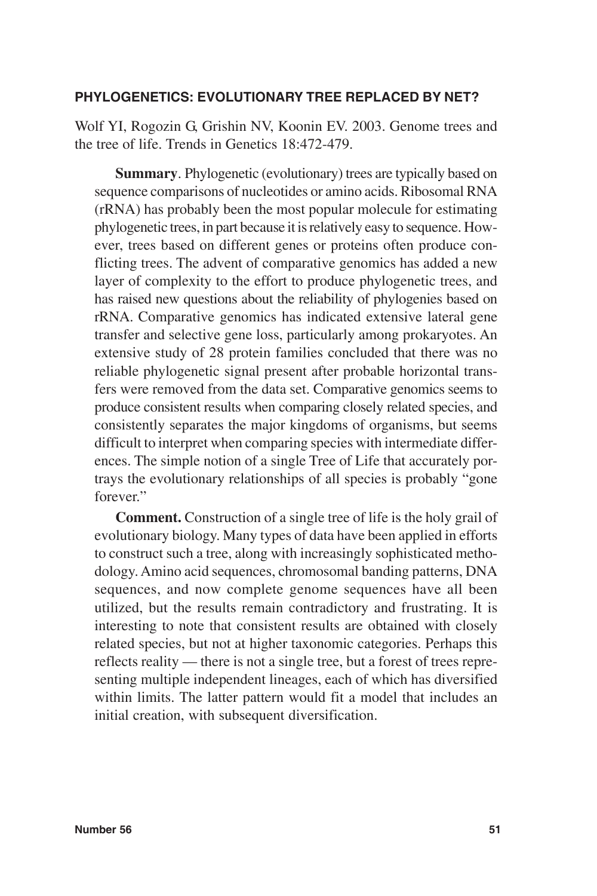## PHYLOGENETICS: EVOLUTIONARY TREE REPLACED BY NET?

Wolf YI, Rogozin G, Grishin NV, Koonin EV. 2003. Genome trees and the tree of life. Trends in Genetics 18:472-479.

**Summary**. Phylogenetic (evolutionary) trees are typically based on sequence comparisons of nucleotides or amino acids. Ribosomal RNA (rRNA) has probably been the most popular molecule for estimating phylogenetic trees, in part because it is relatively easy to sequence. However, trees based on different genes or proteins often produce conflicting trees. The advent of comparative genomics has added a new layer of complexity to the effort to produce phylogenetic trees, and has raised new questions about the reliability of phylogenies based on rRNA. Comparative genomics has indicated extensive lateral gene transfer and selective gene loss, particularly among prokaryotes. An extensive study of 28 protein families concluded that there was no reliable phylogenetic signal present after probable horizontal transfers were removed from the data set. Comparative genomics seems to produce consistent results when comparing closely related species, and consistently separates the major kingdoms of organisms, but seems difficult to interpret when comparing species with intermediate differences. The simple notion of a single Tree of Life that accurately portrays the evolutionary relationships of all species is probably "gone forever."

**Comment.** Construction of a single tree of life is the holy grail of evolutionary biology. Many types of data have been applied in efforts to construct such a tree, along with increasingly sophisticated methodology. Amino acid sequences, chromosomal banding patterns, DNA sequences, and now complete genome sequences have all been utilized, but the results remain contradictory and frustrating. It is interesting to note that consistent results are obtained with closely related species, but not at higher taxonomic categories. Perhaps this reflects reality — there is not a single tree, but a forest of trees representing multiple independent lineages, each of which has diversified within limits. The latter pattern would fit a model that includes an initial creation, with subsequent diversification.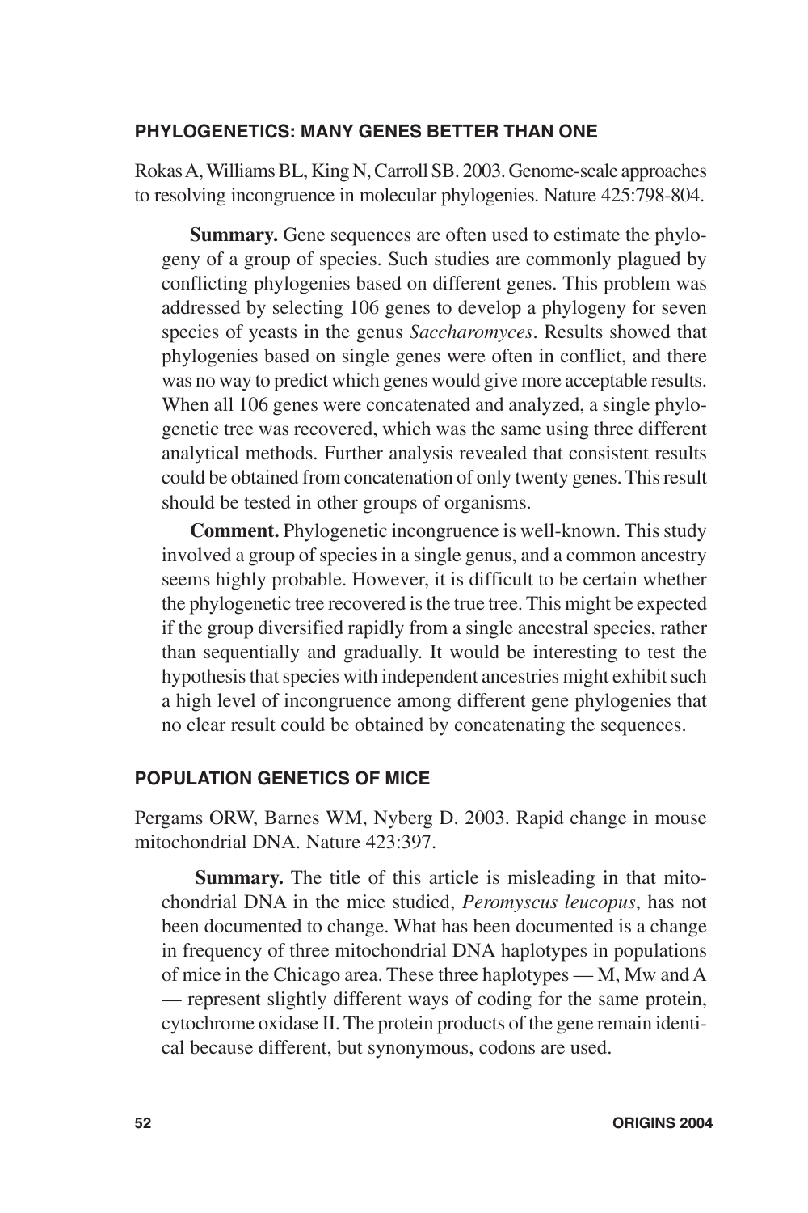### PHYLOGENETICS: MANY GENES BETTER THAN ONE

Rokas A, Williams BL, King N, Carroll SB. 2003. Genome-scale approaches to resolving incongruence in molecular phylogenies. Nature 425:798-804.

**Summary.** Gene sequences are often used to estimate the phylogeny of a group of species. Such studies are commonly plagued by conflicting phylogenies based on different genes. This problem was addressed by selecting 106 genes to develop a phylogeny for seven species of yeasts in the genus *Saccharomyces*. Results showed that phylogenies based on single genes were often in conflict, and there was no way to predict which genes would give more acceptable results. When all 106 genes were concatenated and analyzed, a single phylogenetic tree was recovered, which was the same using three different analytical methods. Further analysis revealed that consistent results could be obtained from concatenation of only twenty genes. This result should be tested in other groups of organisms.

**Comment.** Phylogenetic incongruence is well-known. This study involved a group of species in a single genus, and a common ancestry seems highly probable. However, it is difficult to be certain whether the phylogenetic tree recovered is the true tree. This might be expected if the group diversified rapidly from a single ancestral species, rather than sequentially and gradually. It would be interesting to test the hypothesis that species with independent ancestries might exhibit such a high level of incongruence among different gene phylogenies that no clear result could be obtained by concatenating the sequences.

### POPULATION GENETICS OF MICE

Pergams ORW, Barnes WM, Nyberg D. 2003. Rapid change in mouse mitochondrial DNA. Nature 423:397.

**Summary.** The title of this article is misleading in that mitochondrial DNA in the mice studied, *Peromyscus leucopus*, has not been documented to change. What has been documented is a change in frequency of three mitochondrial DNA haplotypes in populations of mice in the Chicago area. These three haplotypes — M, Mw and A — represent slightly different ways of coding for the same protein, cytochrome oxidase II. The protein products of the gene remain identical because different, but synonymous, codons are used.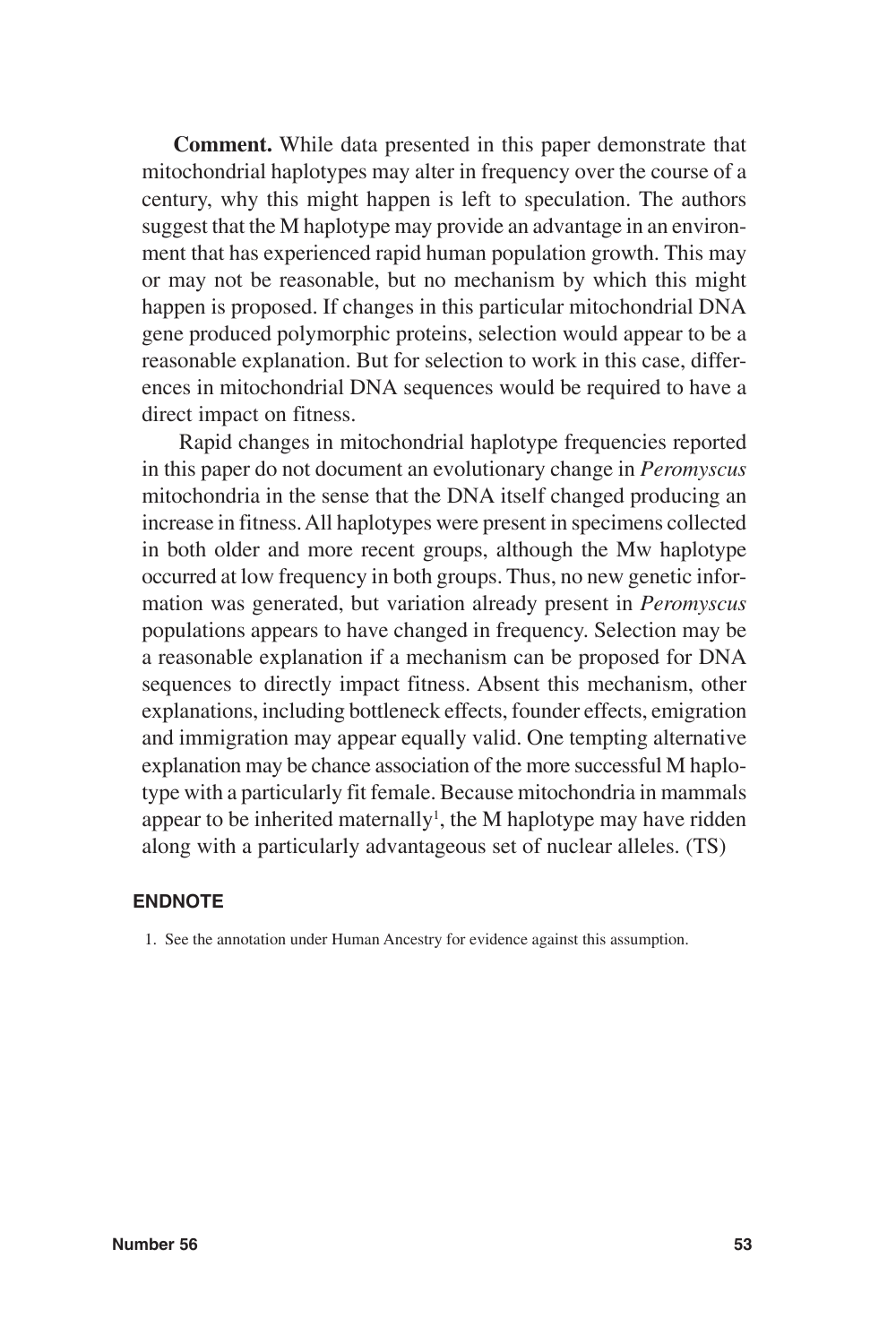**Comment.** While data presented in this paper demonstrate that mitochondrial haplotypes may alter in frequency over the course of a century, why this might happen is left to speculation. The authors suggest that the M haplotype may provide an advantage in an environment that has experienced rapid human population growth. This may or may not be reasonable, but no mechanism by which this might happen is proposed. If changes in this particular mitochondrial DNA gene produced polymorphic proteins, selection would appear to be a reasonable explanation. But for selection to work in this case, differences in mitochondrial DNA sequences would be required to have a direct impact on fitness.

Rapid changes in mitochondrial haplotype frequencies reported in this paper do not document an evolutionary change in *Peromyscus* mitochondria in the sense that the DNA itself changed producing an increase in fitness. All haplotypes were present in specimens collected in both older and more recent groups, although the Mw haplotype occurred at low frequency in both groups. Thus, no new genetic information was generated, but variation already present in *Peromyscus* populations appears to have changed in frequency. Selection may be a reasonable explanation if a mechanism can be proposed for DNA sequences to directly impact fitness. Absent this mechanism, other explanations, including bottleneck effects, founder effects, emigration and immigration may appear equally valid. One tempting alternative explanation may be chance association of the more successful M haplotype with a particularly fit female. Because mitochondria in mammals appear to be inherited maternally[1], the M haplotype may have ridden along with a particularly advantageous set of nuclear alleles. (TS)

### ENDNOTE

1. See the annotation under Human Ancestry for evidence against this assumption.